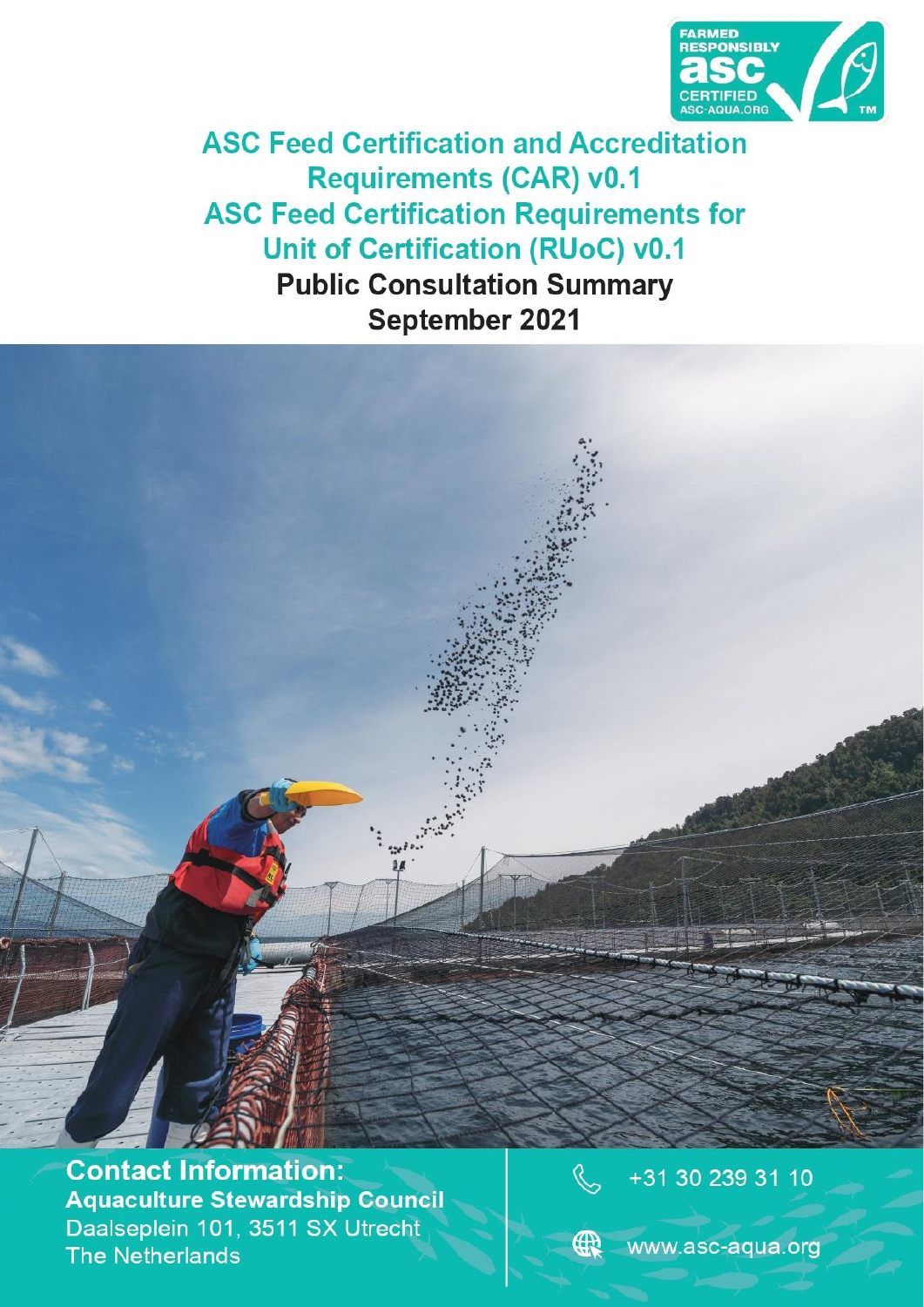# ASC Feed Certification and Accreditation Requirements (CAR) v0.1

# ASC Feed Certification Requirements for Unit of Certification (RUoC) v0.1

## Public Consultation Summary

## September 2021

**Contact Information:**
**Aquaculture Stewardship Council**
Daalseplein 101, 3511 SX Utrecht
The Netherlands

+31 30 239 31 10

www.asc-aqua.org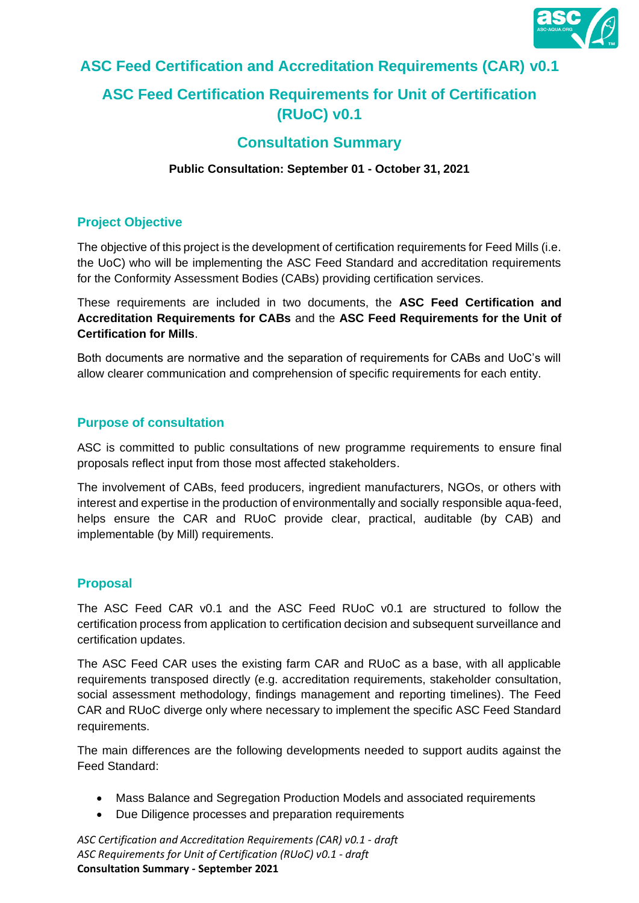# ASC Feed Certification and Accreditation Requirements (CAR) v0.1

# ASC Feed Certification Requirements for Unit of Certification (RUoC) v0.1

## Consultation Summary

**Public Consultation: September 01 - October 31, 2021**

### Project Objective

The objective of this project is the development of certification requirements for Feed Mills (i.e. the UoC) who will be implementing the ASC Feed Standard and accreditation requirements for the Conformity Assessment Bodies (CABs) providing certification services.

These requirements are included in two documents, the **ASC Feed Certification and Accreditation Requirements for CABs** and the **ASC Feed Requirements for the Unit of Certification for Mills**.

Both documents are normative and the separation of requirements for CABs and UoC's will allow clearer communication and comprehension of specific requirements for each entity.

### Purpose of consultation

ASC is committed to public consultations of new programme requirements to ensure final proposals reflect input from those most affected stakeholders.

The involvement of CABs, feed producers, ingredient manufacturers, NGOs, or others with interest and expertise in the production of environmentally and socially responsible aqua-feed, helps ensure the CAR and RUoC provide clear, practical, auditable (by CAB) and implementable (by Mill) requirements.

### Proposal

The ASC Feed CAR v0.1 and the ASC Feed RUoC v0.1 are structured to follow the certification process from application to certification decision and subsequent surveillance and certification updates.

The ASC Feed CAR uses the existing farm CAR and RUoC as a base, with all applicable requirements transposed directly (e.g. accreditation requirements, stakeholder consultation, social assessment methodology, findings management and reporting timelines). The Feed CAR and RUoC diverge only where necessary to implement the specific ASC Feed Standard requirements.

The main differences are the following developments needed to support audits against the Feed Standard:

- Mass Balance and Segregation Production Models and associated requirements
- Due Diligence processes and preparation requirements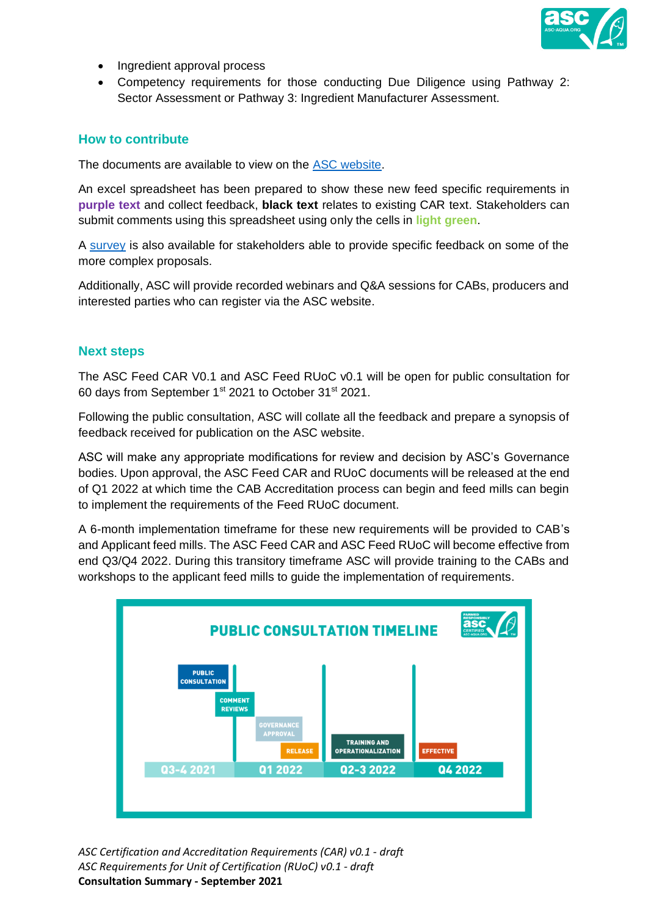- Ingredient approval process
- Competency requirements for those conducting Due Diligence using Pathway 2: Sector Assessment or Pathway 3: Ingredient Manufacturer Assessment.

## How to contribute

The documents are available to view on the ASC website.

An excel spreadsheet has been prepared to show these new feed specific requirements in **purple text** and collect feedback, **black text** relates to existing CAR text. Stakeholders can submit comments using this spreadsheet using only the cells in **light green**.

A survey is also available for stakeholders able to provide specific feedback on some of the more complex proposals.

Additionally, ASC will provide recorded webinars and Q&A sessions for CABs, producers and interested parties who can register via the ASC website.

## Next steps

The ASC Feed CAR V0.1 and ASC Feed RUoC v0.1 will be open for public consultation for 60 days from September 1st 2021 to October 31st 2021.

Following the public consultation, ASC will collate all the feedback and prepare a synopsis of feedback received for publication on the ASC website.

ASC will make any appropriate modifications for review and decision by ASC's Governance bodies. Upon approval, the ASC Feed CAR and RUoC documents will be released at the end of Q1 2022 at which time the CAB Accreditation process can begin and feed mills can begin to implement the requirements of the Feed RUoC document.

A 6-month implementation timeframe for these new requirements will be provided to CAB's and Applicant feed mills. The ASC Feed CAR and ASC Feed RUoC will become effective from end Q3/Q4 2022. During this transitory timeframe ASC will provide training to the CABs and workshops to the applicant feed mills to guide the implementation of requirements.

PUBLIC CONSULTATION TIMELINE

PUBLIC CONSULTATION

COMMENT REVIEWS

GOVERNANCE APPROVAL

RELEASE

TRAINING AND OPERATIONALIZATION

EFFECTIVE

Q3-4 2021

Q1 2022

Q2-3 2022

Q4 2022

*ASC Certification and Accreditation Requirements (CAR) v0.1 - draft*
*ASC Requirements for Unit of Certification (RUoC) v0.1 - draft*
**Consultation Summary - September 2021**